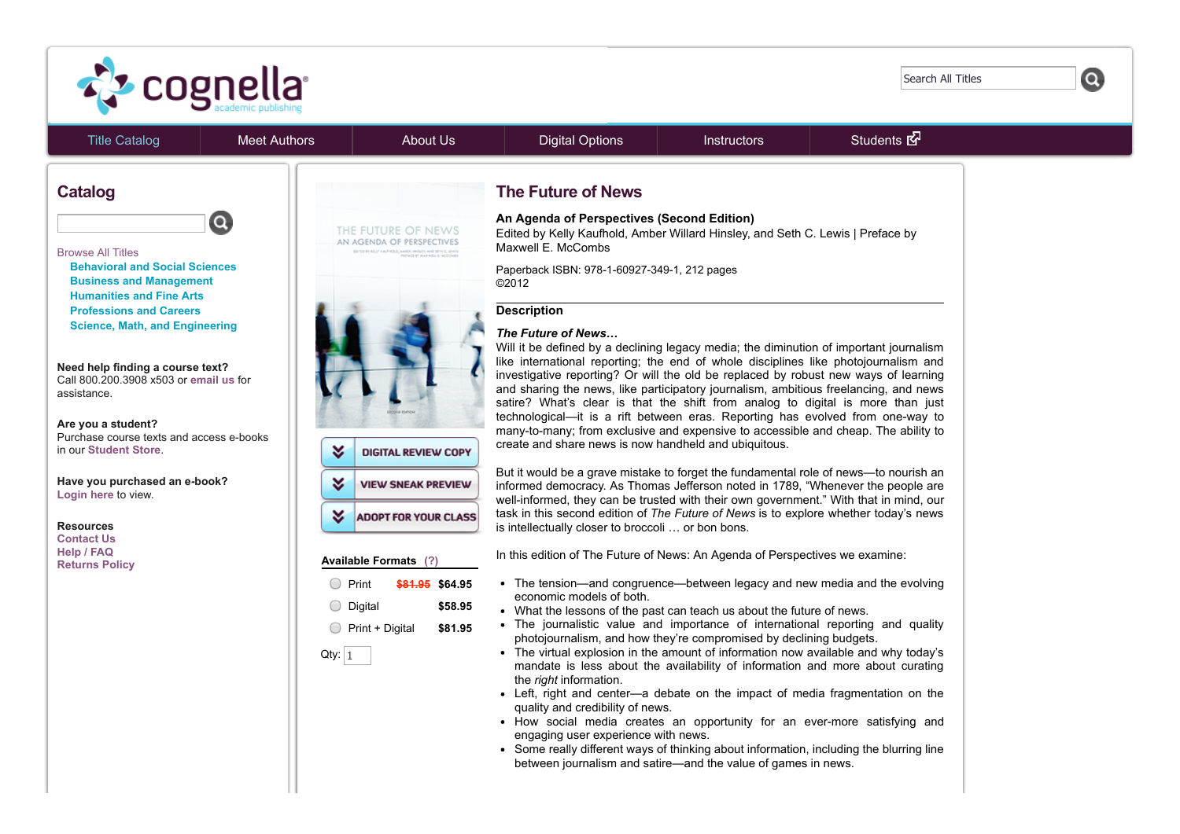cognella academic publishing

Search All Titles

Title Catalog | Meet Authors | About Us | Digital Options | Instructors | Students

## Catalog

Browse All Titles

- **Behavioral and Social Sciences**
- **Business and Management**
- **Humanities and Fine Arts**
- **Professions and Careers**
- **Science, Math, and Engineering**

**Need help finding a course text?**
Call 800.200.3908 x503 or **email us** for assistance.

**Are you a student?**
Purchase course texts and access e-books in our **Student Store**.

**Have you purchased an e-book?**
**Login here** to view.

**Resources**
**Contact Us**
**Help / FAQ**
**Returns Policy**

THE FUTURE OF NEWS
AN AGENDA OF PERSPECTIVES

DIGITAL REVIEW COPY

VIEW SNEAK PREVIEW

ADOPT FOR YOUR CLASS

**Available Formats** (?)

| Format | Price |
|---|---|
| Print | ~~$81.95~~ **$64.95** |
| Digital | **$58.95** |
| Print + Digital | **$81.95** |

Qty: 1

# The Future of News

**An Agenda of Perspectives (Second Edition)**
Edited by Kelly Kaufhold, Amber Willard Hinsley, and Seth C. Lewis | Preface by Maxwell E. McCombs

Paperback ISBN: 978-1-60927-349-1, 212 pages
©2012

## Description

***The Future of News…***
Will it be defined by a declining legacy media; the diminution of important journalism like international reporting; the end of whole disciplines like photojournalism and investigative reporting? Or will the old be replaced by robust new ways of learning and sharing the news, like participatory journalism, ambitious freelancing, and news satire? What's clear is that the shift from analog to digital is more than just technological—it is a rift between eras. Reporting has evolved from one-way to many-to-many; from exclusive and expensive to accessible and cheap. The ability to create and share news is now handheld and ubiquitous.

But it would be a grave mistake to forget the fundamental role of news—to nourish an informed democracy. As Thomas Jefferson noted in 1789, "Whenever the people are well-informed, they can be trusted with their own government." With that in mind, our task in this second edition of *The Future of News* is to explore whether today's news is intellectually closer to broccoli … or bon bons.

In this edition of The Future of News: An Agenda of Perspectives we examine:

- The tension—and congruence—between legacy and new media and the evolving economic models of both.
- What the lessons of the past can teach us about the future of news.
- The journalistic value and importance of international reporting and quality photojournalism, and how they're compromised by declining budgets.
- The virtual explosion in the amount of information now available and why today's mandate is less about the availability of information and more about curating the *right* information.
- Left, right and center—a debate on the impact of media fragmentation on the quality and credibility of news.
- How social media creates an opportunity for an ever-more satisfying and engaging user experience with news.
- Some really different ways of thinking about information, including the blurring line between journalism and satire—and the value of games in news.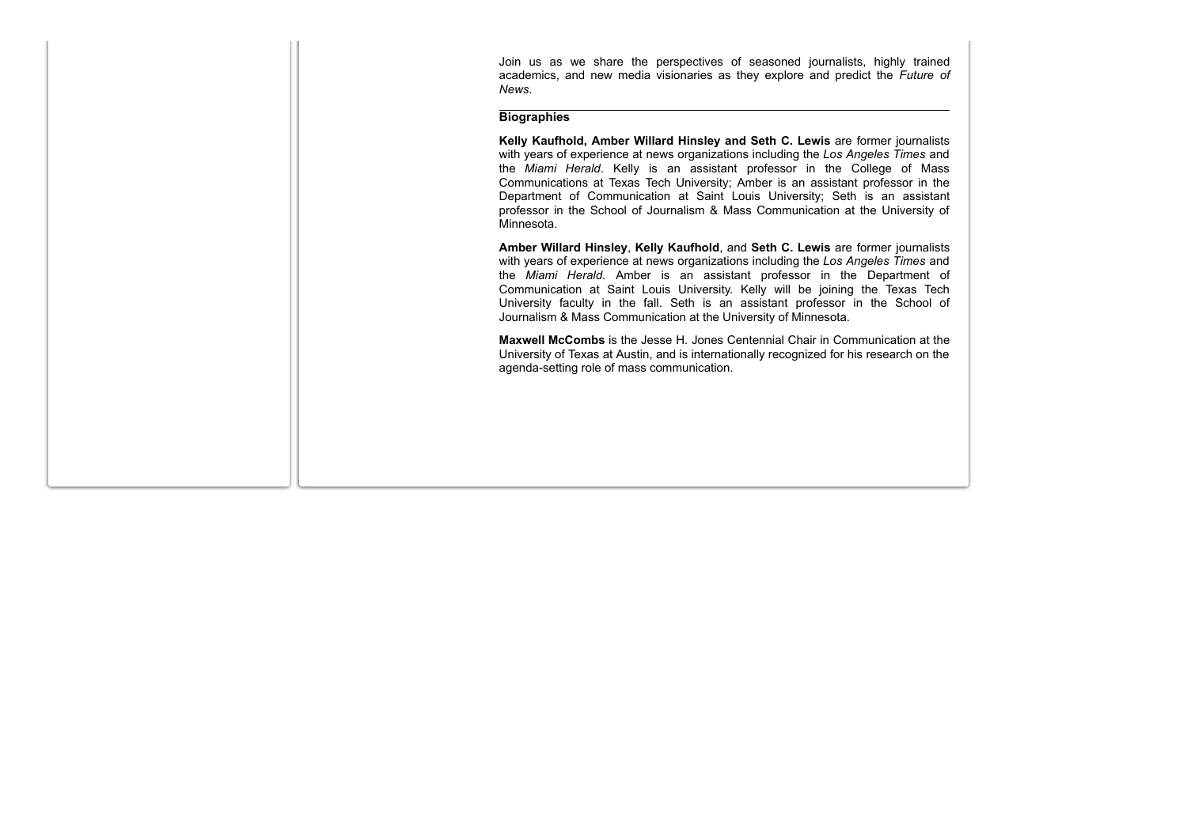Join us as we share the perspectives of seasoned journalists, highly trained academics, and new media visionaries as they explore and predict the *Future of News*.

---

**Biographies**

**Kelly Kaufhold, Amber Willard Hinsley and Seth C. Lewis** are former journalists with years of experience at news organizations including the *Los Angeles Times* and the *Miami Herald*. Kelly is an assistant professor in the College of Mass Communications at Texas Tech University; Amber is an assistant professor in the Department of Communication at Saint Louis University; Seth is an assistant professor in the School of Journalism & Mass Communication at the University of Minnesota.

**Amber Willard Hinsley**, **Kelly Kaufhold**, and **Seth C. Lewis** are former journalists with years of experience at news organizations including the *Los Angeles Times* and the *Miami Herald*. Amber is an assistant professor in the Department of Communication at Saint Louis University. Kelly will be joining the Texas Tech University faculty in the fall. Seth is an assistant professor in the School of Journalism & Mass Communication at the University of Minnesota.

**Maxwell McCombs** is the Jesse H. Jones Centennial Chair in Communication at the University of Texas at Austin, and is internationally recognized for his research on the agenda-setting role of mass communication.